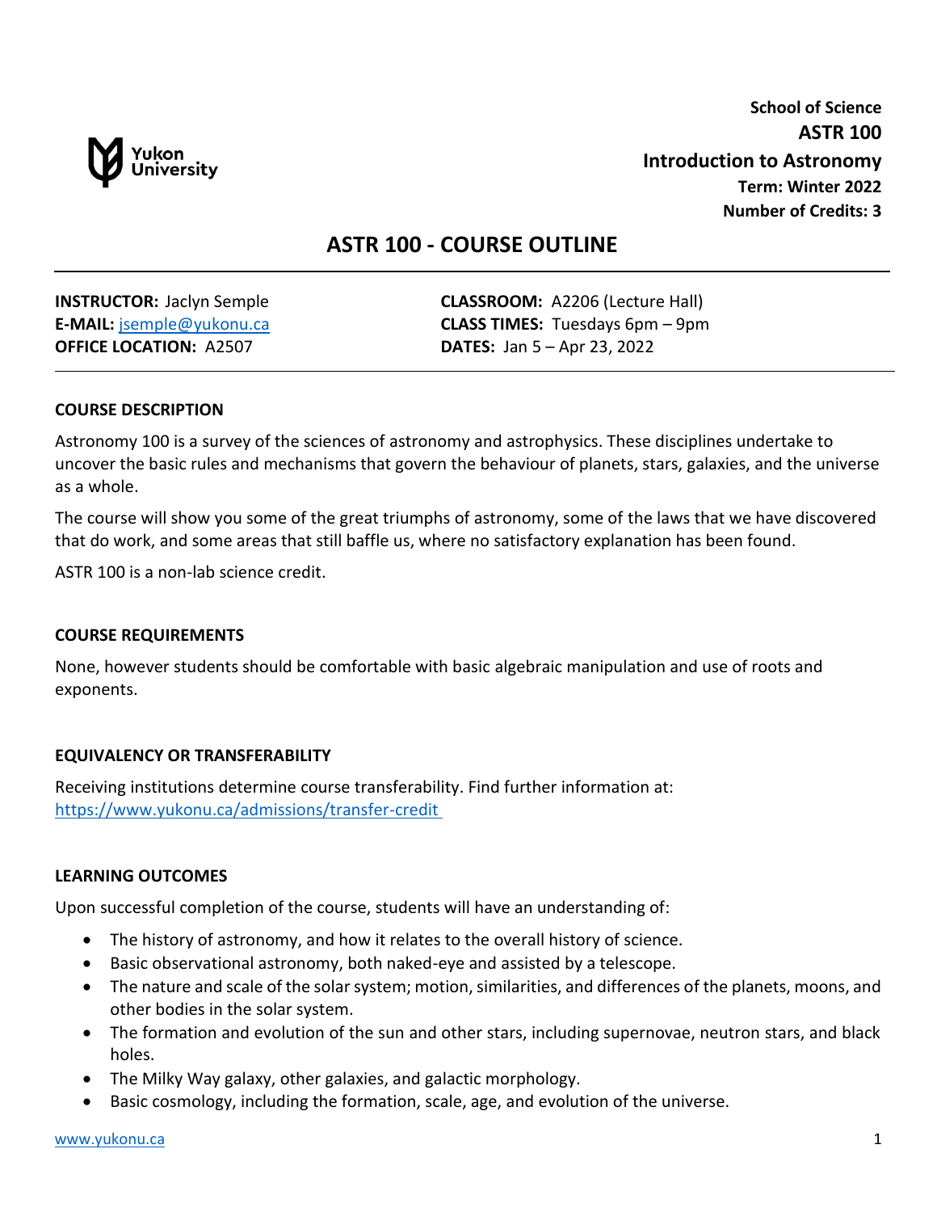School of Science

**ASTR 100**

**Introduction to Astronomy**

**Term: Winter 2022**

**Number of Credits: 3**

# ASTR 100 - COURSE OUTLINE

**INSTRUCTOR:** Jaclyn Semple
**E-MAIL:** jsemple@yukonu.ca
**OFFICE LOCATION:** A2507

**CLASSROOM:** A2206 (Lecture Hall)
**CLASS TIMES:** Tuesdays 6pm – 9pm
**DATES:** Jan 5 – Apr 23, 2022

## COURSE DESCRIPTION

Astronomy 100 is a survey of the sciences of astronomy and astrophysics. These disciplines undertake to uncover the basic rules and mechanisms that govern the behaviour of planets, stars, galaxies, and the universe as a whole.

The course will show you some of the great triumphs of astronomy, some of the laws that we have discovered that do work, and some areas that still baffle us, where no satisfactory explanation has been found.

ASTR 100 is a non-lab science credit.

## COURSE REQUIREMENTS

None, however students should be comfortable with basic algebraic manipulation and use of roots and exponents.

## EQUIVALENCY OR TRANSFERABILITY

Receiving institutions determine course transferability. Find further information at: https://www.yukonu.ca/admissions/transfer-credit

## LEARNING OUTCOMES

Upon successful completion of the course, students will have an understanding of:

- The history of astronomy, and how it relates to the overall history of science.
- Basic observational astronomy, both naked-eye and assisted by a telescope.
- The nature and scale of the solar system; motion, similarities, and differences of the planets, moons, and other bodies in the solar system.
- The formation and evolution of the sun and other stars, including supernovae, neutron stars, and black holes.
- The Milky Way galaxy, other galaxies, and galactic morphology.
- Basic cosmology, including the formation, scale, age, and evolution of the universe.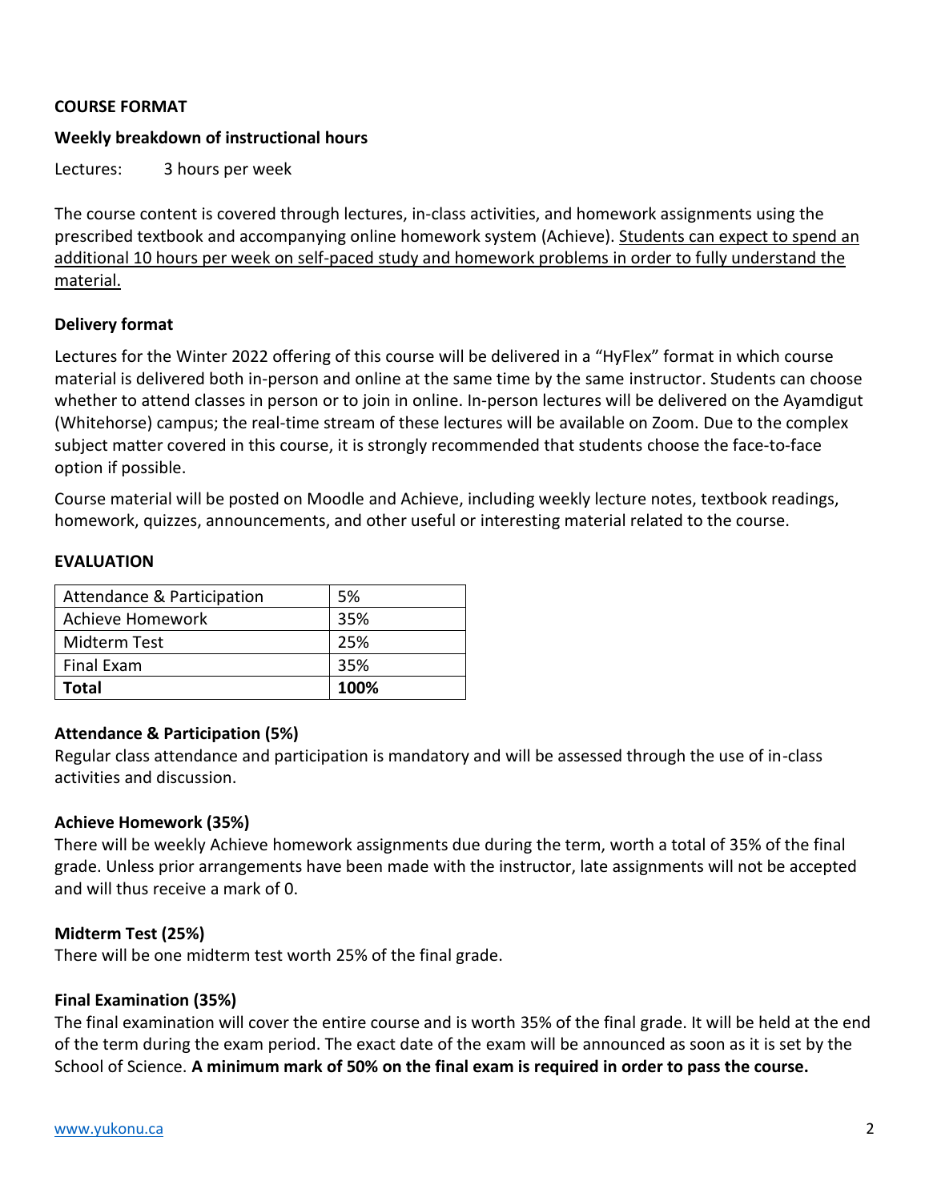**COURSE FORMAT**

**Weekly breakdown of instructional hours**

Lectures: 3 hours per week

The course content is covered through lectures, in-class activities, and homework assignments using the prescribed textbook and accompanying online homework system (Achieve). Students can expect to spend an additional 10 hours per week on self-paced study and homework problems in order to fully understand the material.

**Delivery format**

Lectures for the Winter 2022 offering of this course will be delivered in a "HyFlex" format in which course material is delivered both in-person and online at the same time by the same instructor. Students can choose whether to attend classes in person or to join in online. In-person lectures will be delivered on the Ayamdigut (Whitehorse) campus; the real-time stream of these lectures will be available on Zoom. Due to the complex subject matter covered in this course, it is strongly recommended that students choose the face-to-face option if possible.

Course material will be posted on Moodle and Achieve, including weekly lecture notes, textbook readings, homework, quizzes, announcements, and other useful or interesting material related to the course.

**EVALUATION**

| Component | Weight |
| --- | --- |
| Attendance & Participation | 5% |
| Achieve Homework | 35% |
| Midterm Test | 25% |
| Final Exam | 35% |
| **Total** | **100%** |

**Attendance & Participation (5%)**
Regular class attendance and participation is mandatory and will be assessed through the use of in-class activities and discussion.

**Achieve Homework (35%)**
There will be weekly Achieve homework assignments due during the term, worth a total of 35% of the final grade. Unless prior arrangements have been made with the instructor, late assignments will not be accepted and will thus receive a mark of 0.

**Midterm Test (25%)**
There will be one midterm test worth 25% of the final grade.

**Final Examination (35%)**
The final examination will cover the entire course and is worth 35% of the final grade. It will be held at the end of the term during the exam period. The exact date of the exam will be announced as soon as it is set by the School of Science. **A minimum mark of 50% on the final exam is required in order to pass the course.**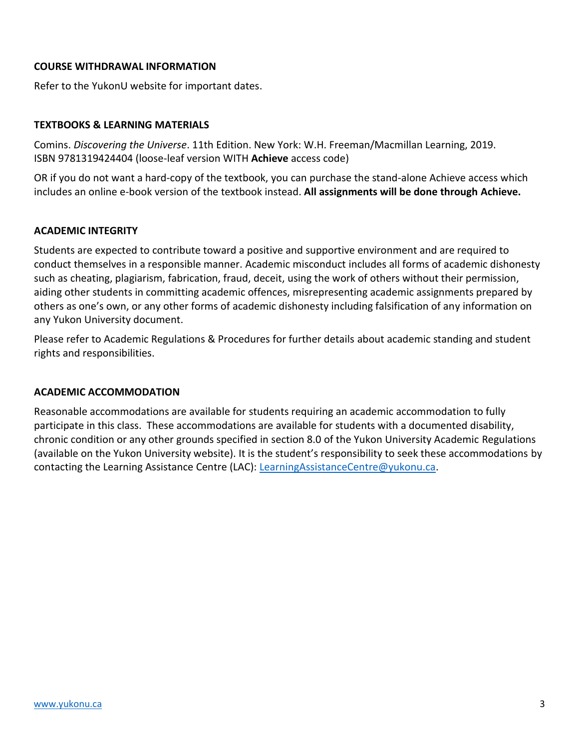## COURSE WITHDRAWAL INFORMATION

Refer to the YukonU website for important dates.

## TEXTBOOKS & LEARNING MATERIALS

Comins. *Discovering the Universe*. 11th Edition. New York: W.H. Freeman/Macmillan Learning, 2019. ISBN 9781319424404 (loose-leaf version WITH **Achieve** access code)

OR if you do not want a hard-copy of the textbook, you can purchase the stand-alone Achieve access which includes an online e-book version of the textbook instead. **All assignments will be done through Achieve.**

## ACADEMIC INTEGRITY

Students are expected to contribute toward a positive and supportive environment and are required to conduct themselves in a responsible manner. Academic misconduct includes all forms of academic dishonesty such as cheating, plagiarism, fabrication, fraud, deceit, using the work of others without their permission, aiding other students in committing academic offences, misrepresenting academic assignments prepared by others as one's own, or any other forms of academic dishonesty including falsification of any information on any Yukon University document.

Please refer to Academic Regulations & Procedures for further details about academic standing and student rights and responsibilities.

## ACADEMIC ACCOMMODATION

Reasonable accommodations are available for students requiring an academic accommodation to fully participate in this class. These accommodations are available for students with a documented disability, chronic condition or any other grounds specified in section 8.0 of the Yukon University Academic Regulations (available on the Yukon University website). It is the student's responsibility to seek these accommodations by contacting the Learning Assistance Centre (LAC): LearningAssistanceCentre@yukonu.ca.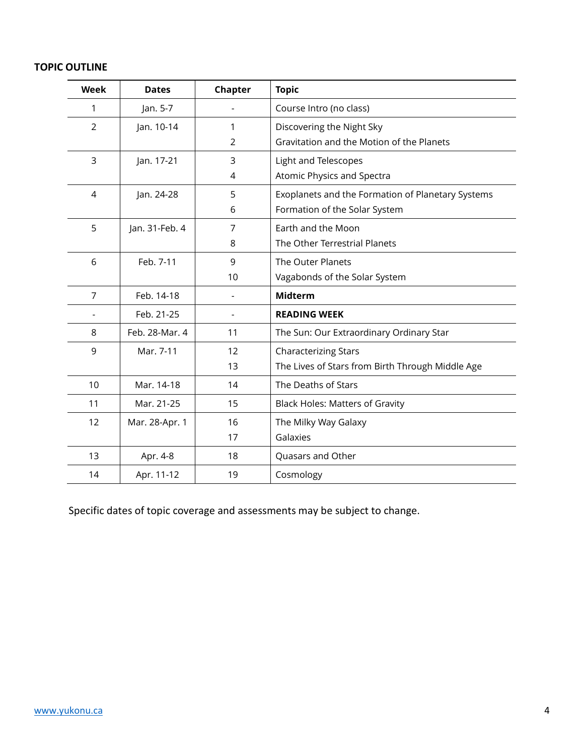**TOPIC OUTLINE**

| Week | Dates | Chapter | Topic |
|---|---|---|---|
| 1 | Jan. 5-7 | - | Course Intro (no class) |
| 2 | Jan. 10-14 | 1<br>2 | Discovering the Night Sky<br>Gravitation and the Motion of the Planets |
| 3 | Jan. 17-21 | 3<br>4 | Light and Telescopes<br>Atomic Physics and Spectra |
| 4 | Jan. 24-28 | 5<br>6 | Exoplanets and the Formation of Planetary Systems<br>Formation of the Solar System |
| 5 | Jan. 31-Feb. 4 | 7<br>8 | Earth and the Moon<br>The Other Terrestrial Planets |
| 6 | Feb. 7-11 | 9<br>10 | The Outer Planets<br>Vagabonds of the Solar System |
| 7 | Feb. 14-18 | - | **Midterm** |
| - | Feb. 21-25 | - | **READING WEEK** |
| 8 | Feb. 28-Mar. 4 | 11 | The Sun: Our Extraordinary Ordinary Star |
| 9 | Mar. 7-11 | 12<br>13 | Characterizing Stars<br>The Lives of Stars from Birth Through Middle Age |
| 10 | Mar. 14-18 | 14 | The Deaths of Stars |
| 11 | Mar. 21-25 | 15 | Black Holes: Matters of Gravity |
| 12 | Mar. 28-Apr. 1 | 16<br>17 | The Milky Way Galaxy<br>Galaxies |
| 13 | Apr. 4-8 | 18 | Quasars and Other |
| 14 | Apr. 11-12 | 19 | Cosmology |

Specific dates of topic coverage and assessments may be subject to change.